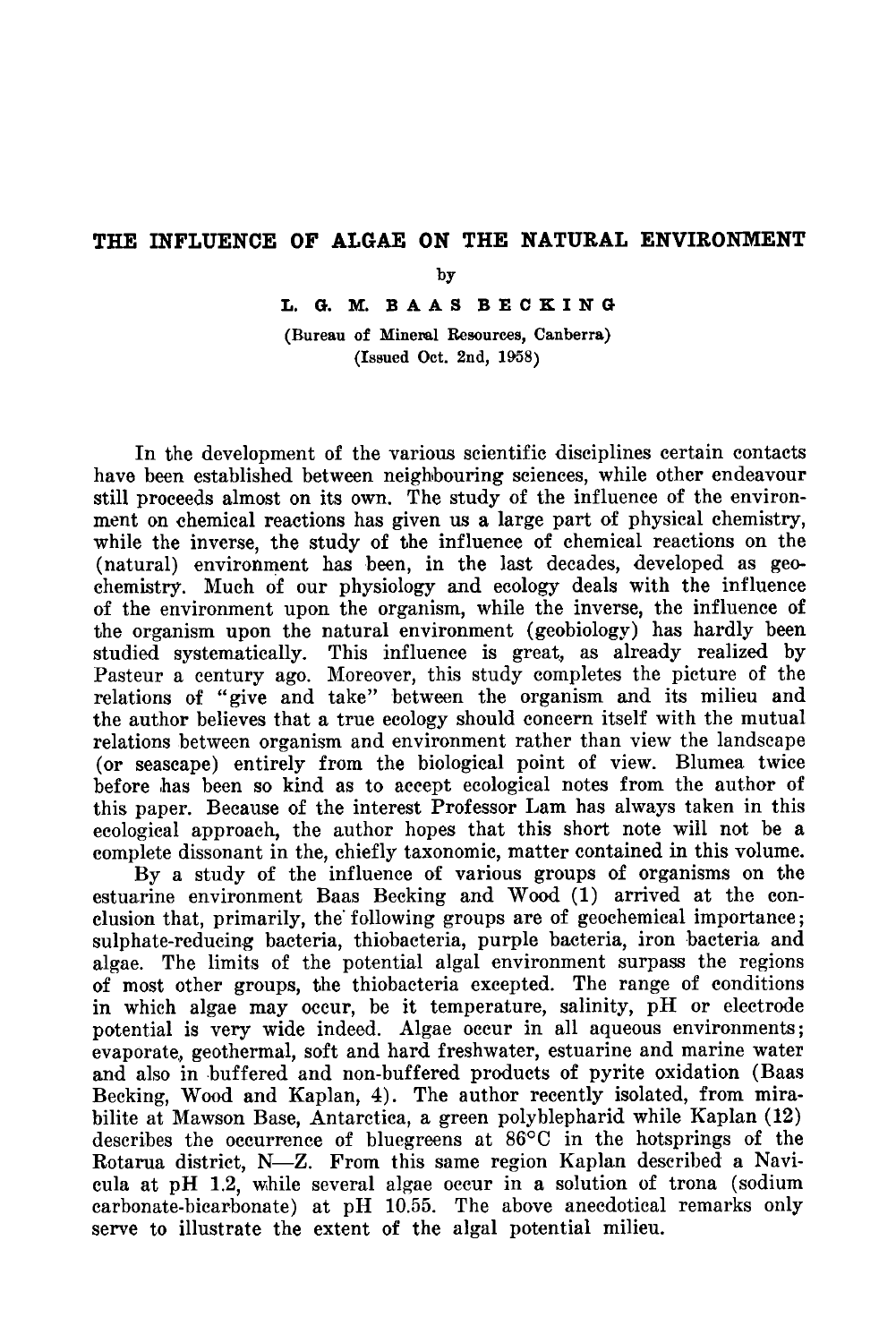# THE INFLUENCE OF ALGAE ON THE NATURAL ENVIRONMENT

by

**L. G. M. BAAS BECKING**

(Bureau of Mineral Resources, Canberra)
(Issued Oct. 2nd, 1958)

In the development of the various scientific disciplines certain contacts have been established between neighbouring sciences, while other endeavour still proceeds almost on its own. The study of the influence of the environment on chemical reactions has given us a large part of physical chemistry, while the inverse, the study of the influence of chemical reactions on the (natural) environment has been, in the last decades, developed as geochemistry. Much of our physiology and ecology deals with the influence of the environment upon the organism, while the inverse, the influence of the organism upon the natural environment (geobiology) has hardly been studied systematically. This influence is great, as already realized by Pasteur a century ago. Moreover, this study completes the picture of the relations of "give and take" between the organism and its milieu and the author believes that a true ecology should concern itself with the mutual relations between organism and environment rather than view the landscape (or seascape) entirely from the biological point of view. Blumea twice before has been so kind as to accept ecological notes from the author of this paper. Because of the interest Professor Lam has always taken in this ecological approach, the author hopes that this short note will not be a complete dissonant in the, chiefly taxonomic, matter contained in this volume.

By a study of the influence of various groups of organisms on the estuarine environment Baas Becking and Wood (1) arrived at the conclusion that, primarily, the following groups are of geochemical importance; sulphate-reducing bacteria, thiobacteria, purple bacteria, iron bacteria and algae. The limits of the potential algal environment surpass the regions of most other groups, the thiobacteria excepted. The range of conditions in which algae may occur, be it temperature, salinity, pH or electrode potential is very wide indeed. Algae occur in all aqueous environments; evaporate, geothermal, soft and hard freshwater, estuarine and marine water and also in buffered and non-buffered products of pyrite oxidation (Baas Becking, Wood and Kaplan, 4). The author recently isolated, from mirabilite at Mawson Base, Antarctica, a green polyblepharid while Kaplan (12) describes the occurrence of bluegreens at 86°C in the hotsprings of the Rotarua district, N—Z. From this same region Kaplan described a Navicula at pH 1.2, while several algae occur in a solution of trona (sodium carbonate-bicarbonate) at pH 10.55. The above anecdotical remarks only serve to illustrate the extent of the algal potential milieu.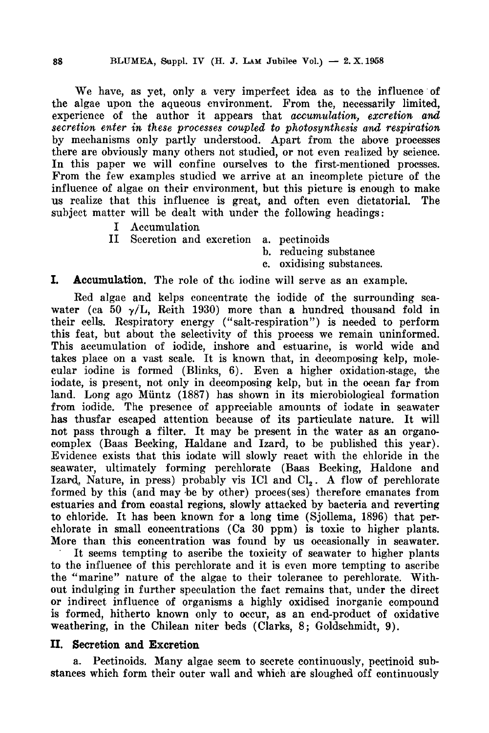We have, as yet, only a very imperfect idea as to the influence of the algae upon the aqueous environment. From the, necessarily limited, experience of the author it appears that *accumulation, excretion and secretion enter in these processes coupled to photosynthesis and respiration* by mechanisms only partly understood. Apart from the above processes there are obviously many others not studied, or not even realized by science. In this paper we will confine ourselves to the first-mentioned procsses. From the few examples studied we arrive at an incomplete picture of the influence of algae on their environment, but this picture is enough to make us realize that this influence is great, and often even dictatorial. The subject matter will be dealt with under the following headings:

I Accumulation

II Secretion and excretion a. pectinoids

b. reducing substance

c. oxidising substances.

**I. Accumulation.** The role of the iodine will serve as an example.

Red algae and kelps concentrate the iodide of the surrounding seawater (ca 50 $\gamma$/L, Reith 1930) more than a hundred thousand fold in their cells. Respiratory energy ("salt-respiration") is needed to perform this feat, but about the selectivity of this process we remain uninformed. This accumulation of iodide, inshore and estuarine, is world wide and takes place on a vast scale. It is known that, in decomposing kelp, molecular iodine is formed (Blinks, 6). Even a higher oxidation-stage, the iodate, is present, not only in decomposing kelp, but in the ocean far from land. Long ago Müntz (1887) has shown in its microbiological formation from iodide. The presence of appreciable amounts of iodate in seawater has thusfar escaped attention because of its particulate nature. It will not pass through a filter. It may be present in the water as an organo-complex (Baas Becking, Haldane and Izard, to be published this year). Evidence exists that this iodate will slowly react with the chloride in the seawater, ultimately forming perchlorate (Baas Becking, Haldone and Izard, Nature, in press) probably vis ICl and $Cl_2$. A flow of perchlorate formed by this (and may be by other) proces(ses) therefore emanates from estuaries and from coastal regions, slowly attacked by bacteria and reverting to chloride. It has been known for a long time (Sjollema, 1896) that perchlorate in small concentrations (Ca 30 ppm) is toxic to higher plants. More than this concentration was found by us occasionally in seawater.

It seems tempting to ascribe the toxicity of seawater to higher plants to the influence of this perchlorate and it is even more tempting to ascribe the "marine" nature of the algae to their tolerance to perchlorate. Without indulging in further speculation the fact remains that, under the direct or indirect influence of organisms a highly oxidised inorganic compound is formed, hitherto known only to occur, as an end-product of oxidative weathering, in the Chilean niter beds (Clarks, 8; Goldschmidt, 9).

## II. Secretion and Excretion

a. Pectinoids. Many algae seem to secrete continuously, pectinoid substances which form their outer wall and which are sloughed off continuously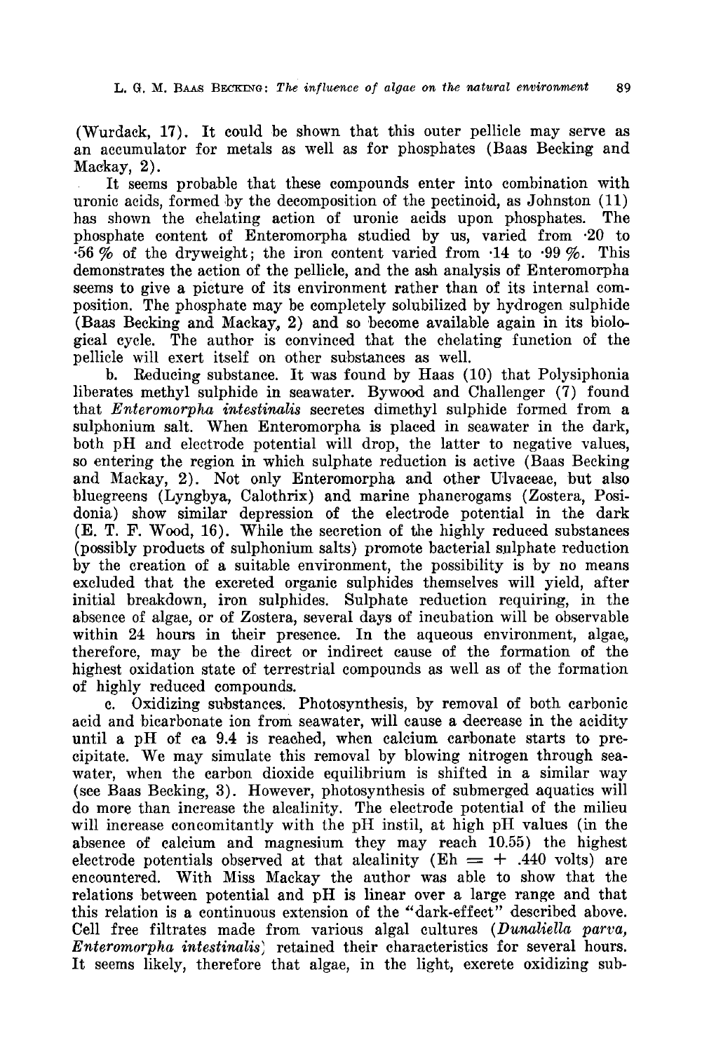(Wurdack, 17). It could be shown that this outer pellicle may serve as an accumulator for metals as well as for phosphates (Baas Becking and Mackay, 2).

It seems probable that these compounds enter into combination with uronic acids, formed by the decomposition of the pectinoid, as Johnston (11) has shown the chelating action of uronic acids upon phosphates. The phosphate content of Enteromorpha studied by us, varied from ·20 to ·56 % of the dryweight; the iron content varied from ·14 to ·99 %. This demonstrates the action of the pellicle, and the ash analysis of Enteromorpha seems to give a picture of its environment rather than of its internal composition. The phosphate may be completely solubilized by hydrogen sulphide (Baas Becking and Mackay, 2) and so become available again in its biological cycle. The author is convinced that the chelating function of the pellicle will exert itself on other substances as well.

b. Reducing substance. It was found by Haas (10) that Polysiphonia liberates methyl sulphide in seawater. Bywood and Challenger (7) found that *Enteromorpha intestinalis* secretes dimethyl sulphide formed from a sulphonium salt. When Enteromorpha is placed in seawater in the dark, both pH and electrode potential will drop, the latter to negative values, so entering the region in which sulphate reduction is active (Baas Becking and Mackay, 2). Not only Enteromorpha and other Ulvaceae, but also bluegreens (Lyngbya, Calothrix) and marine phanerogams (Zostera, Posidonia) show similar depression of the electrode potential in the dark (E. T. F. Wood, 16). While the secretion of the highly reduced substances (possibly products of sulphonium salts) promote bacterial sulphate reduction by the creation of a suitable environment, the possibility is by no means excluded that the excreted organic sulphides themselves will yield, after initial breakdown, iron sulphides. Sulphate reduction requiring, in the absence of algae, or of Zostera, several days of incubation will be observable within 24 hours in their presence. In the aqueous environment, algae, therefore, may be the direct or indirect cause of the formation of the highest oxidation state of terrestrial compounds as well as of the formation of highly reduced compounds.

c. Oxidizing substances. Photosynthesis, by removal of both carbonic acid and bicarbonate ion from seawater, will cause a decrease in the acidity until a pH of ca 9.4 is reached, when calcium carbonate starts to precipitate. We may simulate this removal by blowing nitrogen through seawater, when the carbon dioxide equilibrium is shifted in a similar way (see Baas Becking, 3). However, photosynthesis of submerged aquatics will do more than increase the alcalinity. The electrode potential of the milieu will increase concomitantly with the pH instil, at high pH values (in the absence of calcium and magnesium they may reach 10.55) the highest electrode potentials observed at that alcalinity ($Eh = + .440$ volts) are encountered. With Miss Mackay the author was able to show that the relations between potential and pH is linear over a large range and that this relation is a continuous extension of the "dark-effect" described above. Cell free filtrates made from various algal cultures (*Dunaliella parva, Enteromorpha intestinalis*) retained their characteristics for several hours. It seems likely, therefore that algae, in the light, excrete oxidizing sub-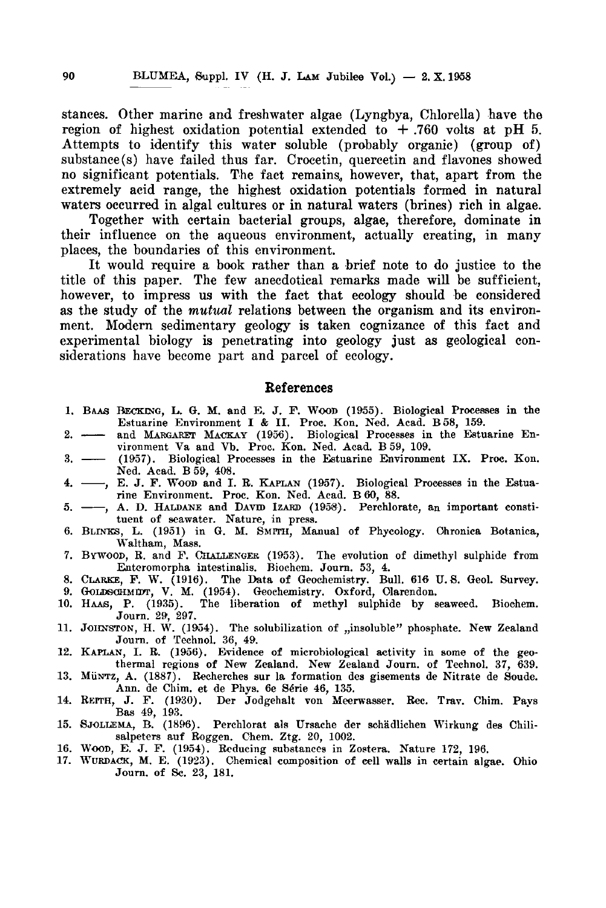stances. Other marine and freshwater algae (Lyngbya, Chlorella) have the region of highest oxidation potential extended to + .760 volts at pH 5. Attempts to identify this water soluble (probably organic) (group of) substance(s) have failed thus far. Crocetin, quercetin and flavones showed no significant potentials. The fact remains, however, that, apart from the extremely acid range, the highest oxidation potentials formed in natural waters occurred in algal cultures or in natural waters (brines) rich in algae.

Together with certain bacterial groups, algae, therefore, dominate in their influence on the aqueous environment, actually creating, in many places, the boundaries of this environment.

It would require a book rather than a brief note to do justice to the title of this paper. The few anecdotical remarks made will be sufficient, however, to impress us with the fact that ecology should be considered as the study of the *mutual* relations between the organism and its environment. Modern sedimentary geology is taken cognizance of this fact and experimental biology is penetrating into geology just as geological considerations have become part and parcel of ecology.

## References

1. BAAS BECKING, L. G. M. and E. J. F. WOOD (1955). Biological Processes in the Estuarine Environment I & II. Proc. Kon. Ned. Acad. B 58, 159.
2. —— and MARGARET MACKAY (1956). Biological Processes in the Estuarine Environment Va and Vb. Proc. Kon. Ned. Acad. B 59, 109.
3. —— (1957). Biological Processes in the Estuarine Environment IX. Proc. Kon. Ned. Acad. B 59, 408.
4. ——, E. J. F. WOOD and I. R. KAPLAN (1957). Biological Processes in the Estuarine Environment. Proc. Kon. Ned. Acad. B 60, 88.
5. ——, A. D. HALDANE and DAVID IZARD (1958). Perchlorate, an important constituent of seawater. Nature, in press.
6. BLINKS, L. (1951) in G. M. SMITH, Manual of Phycology. Chronica Botanica, Waltham, Mass.
7. BYWOOD, R. and F. CHALLENGER (1953). The evolution of dimethyl sulphide from Enteromorpha intestinalis. Biochem. Journ. 53, 4.
8. CLARKE, F. W. (1916). The Data of Geochemistry. Bull. 616 U. S. Geol. Survey.
9. GOLDSCHMIDT, V. M. (1954). Geochemistry. Oxford, Clarendon.
10. HAAS, P. (1935). The liberation of methyl sulphide by seaweed. Biochem. Journ. 29, 297.
11. JOHNSTON, H. W. (1954). The solubilization of „insoluble" phosphate. New Zealand Journ. of Technol. 36, 49.
12. KAPLAN, I. R. (1956). Evidence of microbiological activity in some of the geothermal regions of New Zealand. New Zealand Journ. of Technol. 37, 639.
13. MÜNTZ, A. (1887). Recherches sur la formation des gisements de Nitrate de Soude. Ann. de Chim. et de Phys. 6e Série 46, 135.
14. REITH, J. F. (1930). Der Jodgehalt von Meerwasser. Rec. Trav. Chim. Pays Bas 49, 193.
15. SJOLLEMA, B. (1896). Perchlorat als Ursache der schädlichen Wirkung des Chilisalpeters auf Roggen. Chem. Ztg. 20, 1002.
16. WOOD, E. J. F. (1954). Reducing substances in Zostera. Nature 172, 196.
17. WURDACK, M. E. (1923). Chemical composition of cell walls in certain algae. Ohio Journ. of Sc. 23, 181.